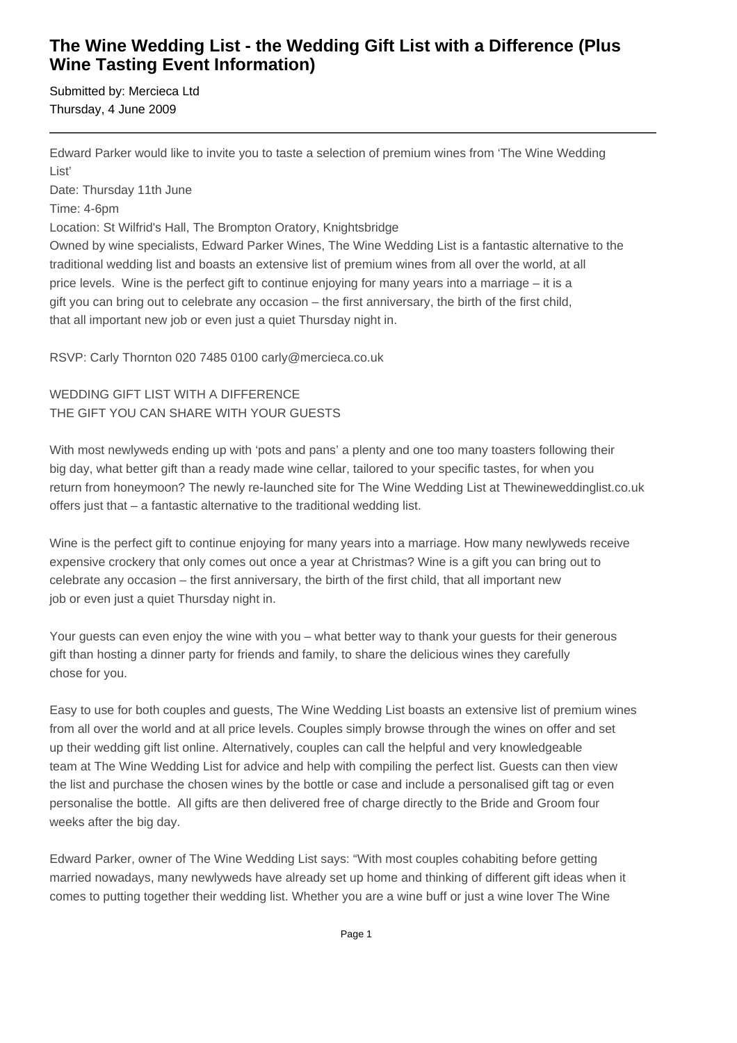# The Wine Wedding List - the Wedding Gift List with a Difference (Plus Wine Tasting Event Information)

Submitted by: Mercieca Ltd
Thursday, 4 June 2009

---

Edward Parker would like to invite you to taste a selection of premium wines from 'The Wine Wedding List'
Date: Thursday 11th June
Time: 4-6pm
Location: St Wilfrid's Hall, The Brompton Oratory, Knightsbridge
Owned by wine specialists, Edward Parker Wines, The Wine Wedding List is a fantastic alternative to the traditional wedding list and boasts an extensive list of premium wines from all over the world, at all price levels. Wine is the perfect gift to continue enjoying for many years into a marriage – it is a gift you can bring out to celebrate any occasion – the first anniversary, the birth of the first child, that all important new job or even just a quiet Thursday night in.

RSVP: Carly Thornton 020 7485 0100 carly@mercieca.co.uk

WEDDING GIFT LIST WITH A DIFFERENCE
THE GIFT YOU CAN SHARE WITH YOUR GUESTS

With most newlyweds ending up with 'pots and pans' a plenty and one too many toasters following their big day, what better gift than a ready made wine cellar, tailored to your specific tastes, for when you return from honeymoon? The newly re-launched site for The Wine Wedding List at Theweddinglist.co.uk offers just that – a fantastic alternative to the traditional wedding list.

Wine is the perfect gift to continue enjoying for many years into a marriage. How many newlyweds receive expensive crockery that only comes out once a year at Christmas? Wine is a gift you can bring out to celebrate any occasion – the first anniversary, the birth of the first child, that all important new job or even just a quiet Thursday night in.

Your guests can even enjoy the wine with you – what better way to thank your guests for their generous gift than hosting a dinner party for friends and family, to share the delicious wines they carefully chose for you.

Easy to use for both couples and guests, The Wine Wedding List boasts an extensive list of premium wines from all over the world and at all price levels. Couples simply browse through the wines on offer and set up their wedding gift list online. Alternatively, couples can call the helpful and very knowledgeable team at The Wine Wedding List for advice and help with compiling the perfect list. Guests can then view the list and purchase the chosen wines by the bottle or case and include a personalised gift tag or even personalise the bottle. All gifts are then delivered free of charge directly to the Bride and Groom four weeks after the big day.

Edward Parker, owner of The Wine Wedding List says: "With most couples cohabiting before getting married nowadays, many newlyweds have already set up home and thinking of different gift ideas when it comes to putting together their wedding list. Whether you are a wine buff or just a wine lover The Wine

# The Wine Wedding List - the Wedding Gift List with a Difference (Plus Wine Tasting Event Information)

Submitted by: Mercieca Ltd
Thursday, 4 June 2009

---

Edward Parker would like to invite you to taste a selection of premium wines from 'The Wine Wedding List'
Date: Thursday 11th June
Time: 4-6pm
Location: St Wilfrid's Hall, The Brompton Oratory, Knightsbridge
Owned by wine specialists, Edward Parker Wines, The Wine Wedding List is a fantastic alternative to the traditional wedding list and boasts an extensive list of premium wines from all over the world, at all price levels. Wine is the perfect gift to continue enjoying for many years into a marriage – it is a gift you can bring out to celebrate any occasion – the first anniversary, the birth of the first child, that all important new job or even just a quiet Thursday night in.

RSVP: Carly Thornton 020 7485 0100 carly@mercieca.co.uk

WEDDING GIFT LIST WITH A DIFFERENCE
THE GIFT YOU CAN SHARE WITH YOUR GUESTS

With most newlyweds ending up with 'pots and pans' a plenty and one too many toasters following their big day, what better gift than a ready made wine cellar, tailored to your specific tastes, for when you return from honeymoon? The newly re-launched site for The Wine Wedding List at Thewineweddinglist.co.uk offers just that – a fantastic alternative to the traditional wedding list.

Wine is the perfect gift to continue enjoying for many years into a marriage. How many newlyweds receive expensive crockery that only comes out once a year at Christmas? Wine is a gift you can bring out to celebrate any occasion – the first anniversary, the birth of the first child, that all important new job or even just a quiet Thursday night in.

Your guests can even enjoy the wine with you – what better way to thank your guests for their generous gift than hosting a dinner party for friends and family, to share the delicious wines they carefully chose for you.

Easy to use for both couples and guests, The Wine Wedding List boasts an extensive list of premium wines from all over the world and at all price levels. Couples simply browse through the wines on offer and set up their wedding gift list online. Alternatively, couples can call the helpful and very knowledgeable team at The Wine Wedding List for advice and help with compiling the perfect list. Guests can then view the list and purchase the chosen wines by the bottle or case and include a personalised gift tag or even personalise the bottle. All gifts are then delivered free of charge directly to the Bride and Groom four weeks after the big day.

Edward Parker, owner of The Wine Wedding List says: "With most couples cohabiting before getting married nowadays, many newlyweds have already set up home and thinking of different gift ideas when it comes to putting together their wedding list. Whether you are a wine buff or just a wine lover The Wine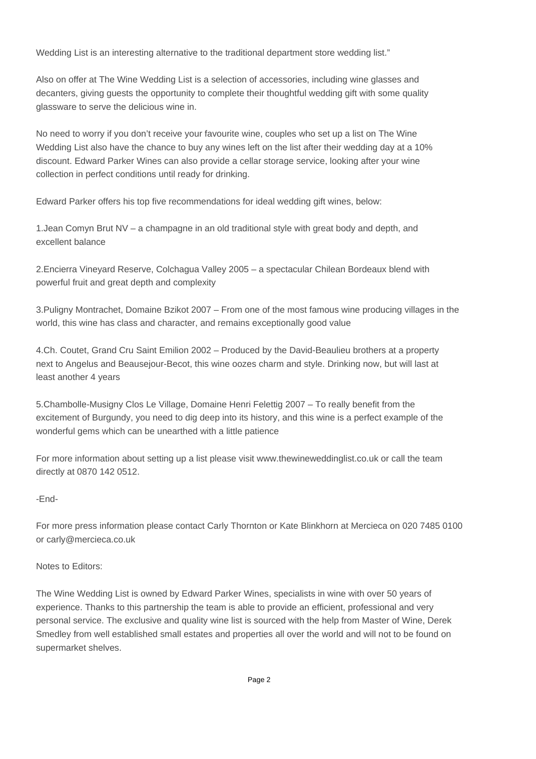Wedding List is an interesting alternative to the traditional department store wedding list."

Also on offer at The Wine Wedding List is a selection of accessories, including wine glasses and decanters, giving guests the opportunity to complete their thoughtful wedding gift with some quality glassware to serve the delicious wine in.

No need to worry if you don't receive your favourite wine, couples who set up a list on The Wine Wedding List also have the chance to buy any wines left on the list after their wedding day at a 10% discount. Edward Parker Wines can also provide a cellar storage service, looking after your wine collection in perfect conditions until ready for drinking.

Edward Parker offers his top five recommendations for ideal wedding gift wines, below:

1.Jean Comyn Brut NV – a champagne in an old traditional style with great body and depth, and excellent balance

2.Encierra Vineyard Reserve, Colchagua Valley 2005 – a spectacular Chilean Bordeaux blend with powerful fruit and great depth and complexity

3.Puligny Montrachet, Domaine Bzikot 2007 – From one of the most famous wine producing villages in the world, this wine has class and character, and remains exceptionally good value

4.Ch. Coutet, Grand Cru Saint Emilion 2002 – Produced by the David-Beaulieu brothers at a property next to Angelus and Beausejour-Becot, this wine oozes charm and style. Drinking now, but will last at least another 4 years

5.Chambolle-Musigny Clos Le Village, Domaine Henri Felettig 2007 – To really benefit from the excitement of Burgundy, you need to dig deep into its history, and this wine is a perfect example of the wonderful gems which can be unearthed with a little patience

For more information about setting up a list please visit www.thewineweddinglist.co.uk or call the team directly at 0870 142 0512.

-End-

For more press information please contact Carly Thornton or Kate Blinkhorn at Mercieca on 020 7485 0100 or carly@mercieca.co.uk

Notes to Editors:

The Wine Wedding List is owned by Edward Parker Wines, specialists in wine with over 50 years of experience. Thanks to this partnership the team is able to provide an efficient, professional and very personal service. The exclusive and quality wine list is sourced with the help from Master of Wine, Derek Smedley from well established small estates and properties all over the world and will not to be found on supermarket shelves.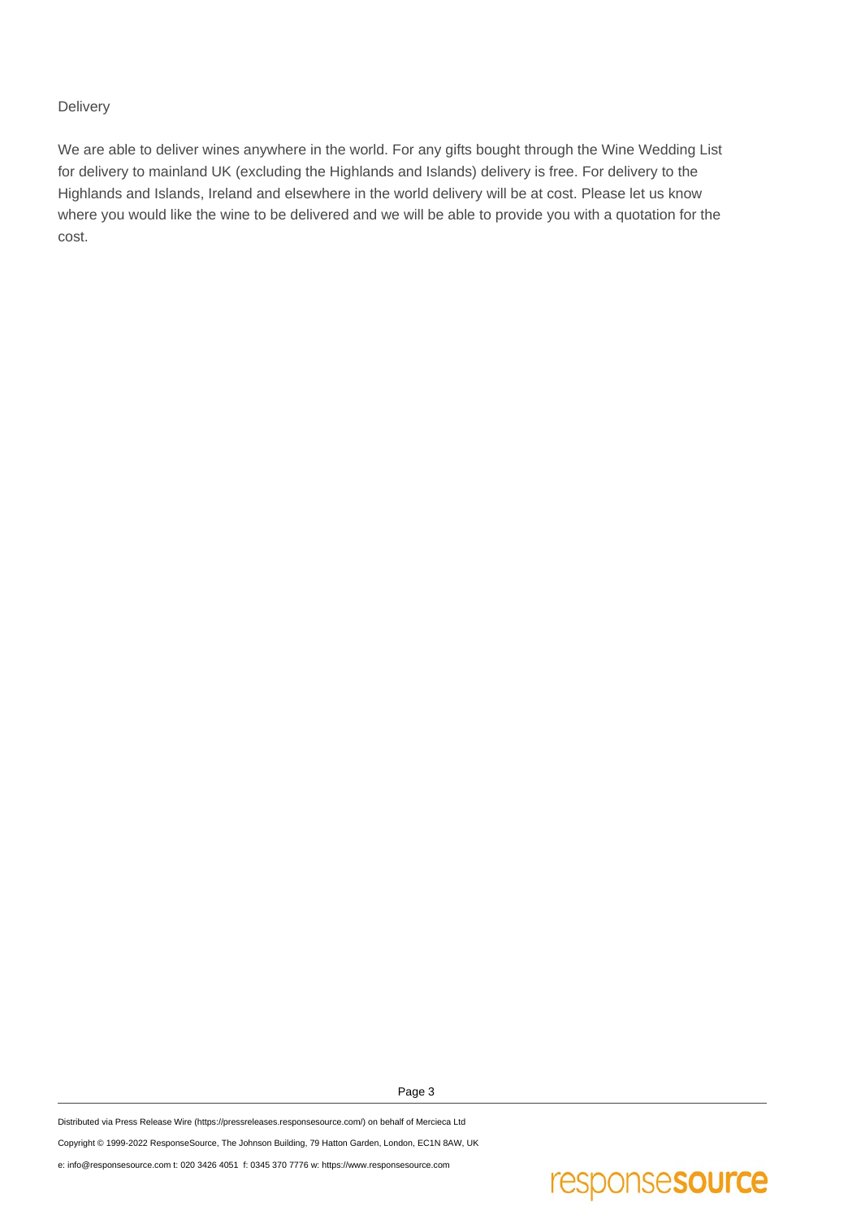Delivery

We are able to deliver wines anywhere in the world. For any gifts bought through the Wine Wedding List for delivery to mainland UK (excluding the Highlands and Islands) delivery is free. For delivery to the Highlands and Islands, Ireland and elsewhere in the world delivery will be at cost. Please let us know where you would like the wine to be delivered and we will be able to provide you with a quotation for the cost.